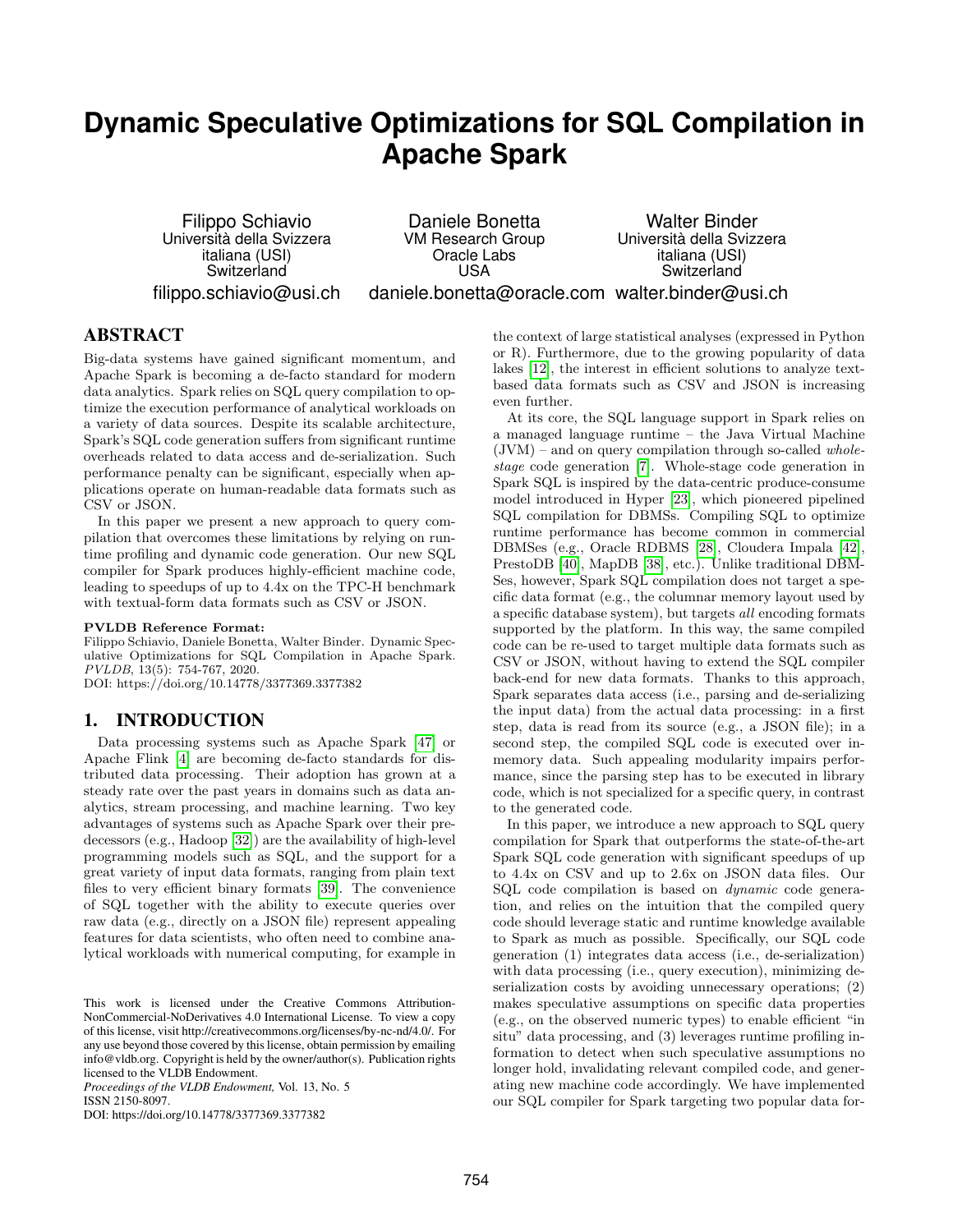# Dynamic Speculative Optimizations for SQL Compilation in Apache Spark

Filippo Schiavio
Università della Svizzera italiana (USI)
Switzerland
filippo.schiavio@usi.ch

Daniele Bonetta
VM Research Group
Oracle Labs
USA
daniele.bonetta@oracle.com

Walter Binder
Università della Svizzera italiana (USI)
Switzerland
walter.binder@usi.ch

## ABSTRACT

Big-data systems have gained significant momentum, and Apache Spark is becoming a de-facto standard for modern data analytics. Spark relies on SQL query compilation to optimize the execution performance of analytical workloads on a variety of data sources. Despite its scalable architecture, Spark's SQL code generation suffers from significant runtime overheads related to data access and de-serialization. Such performance penalty can be significant, especially when applications operate on human-readable data formats such as CSV or JSON.

In this paper we present a new approach to query compilation that overcomes these limitations by relying on runtime profiling and dynamic code generation. Our new SQL compiler for Spark produces highly-efficient machine code, leading to speedups of up to 4.4x on the TPC-H benchmark with textual-form data formats such as CSV or JSON.

**PVLDB Reference Format:**
Filippo Schiavio, Daniele Bonetta, Walter Binder. Dynamic Speculative Optimizations for SQL Compilation in Apache Spark. *PVLDB*, 13(5): 754-767, 2020.
DOI: https://doi.org/10.14778/3377369.3377382

## 1. INTRODUCTION

Data processing systems such as Apache Spark [47] or Apache Flink [4] are becoming de-facto standards for distributed data processing. Their adoption has grown at a steady rate over the past years in domains such as data analytics, stream processing, and machine learning. Two key advantages of systems such as Apache Spark over their predecessors (e.g., Hadoop [32]) are the availability of high-level programming models such as SQL, and the support for a great variety of input data formats, ranging from plain text files to very efficient binary formats [39]. The convenience of SQL together with the ability to execute queries over raw data (e.g., directly on a JSON file) represent appealing features for data scientists, who often need to combine analytical workloads with numerical computing, for example in the context of large statistical analyses (expressed in Python or R). Furthermore, due to the growing popularity of data lakes [12], the interest in efficient solutions to analyze text-based data formats such as CSV and JSON is increasing even further.

At its core, the SQL language support in Spark relies on a managed language runtime – the Java Virtual Machine (JVM) – and on query compilation through so-called *whole-stage* code generation [7]. Whole-stage code generation in Spark SQL is inspired by the data-centric produce-consume model introduced in Hyper [23], which pioneered pipelined SQL compilation for DBMSs. Compiling SQL to optimize runtime performance has become common in commercial DBMSes (e.g., Oracle RDBMS [28], Cloudera Impala [42], PrestoDB [40], MapDB [38], etc.). Unlike traditional DBMSes, however, Spark SQL compilation does not target a specific data format (e.g., the columnar memory layout used by a specific database system), but targets *all* encoding formats supported by the platform. In this way, the same compiled code can be re-used to target multiple data formats such as CSV or JSON, without having to extend the SQL compiler back-end for new data formats. Thanks to this approach, Spark separates data access (i.e., parsing and de-serializing the input data) from the actual data processing: in a first step, data is read from its source (e.g., a JSON file); in a second step, the compiled SQL code is executed over in-memory data. Such appealing modularity impairs performance, since the parsing step has to be executed in library code, which is not specialized for a specific query, in contrast to the generated code.

In this paper, we introduce a new approach to SQL query compilation for Spark that outperforms the state-of-the-art Spark SQL code generation with significant speedups of up to 4.4x on CSV and up to 2.6x on JSON data files. Our SQL code compilation is based on *dynamic* code generation, and relies on the intuition that the compiled query code should leverage static and runtime knowledge available to Spark as much as possible. Specifically, our SQL code generation (1) integrates data access (i.e., de-serialization) with data processing (i.e., query execution), minimizing de-serialization costs by avoiding unnecessary operations; (2) makes speculative assumptions on specific data properties (e.g., on the observed numeric types) to enable efficient "in situ" data processing, and (3) leverages runtime profiling information to detect when such speculative assumptions no longer hold, invalidating relevant compiled code, and generating new machine code accordingly. We have implemented our SQL compiler for Spark targeting two popular data for-

This work is licensed under the Creative Commons Attribution-NonCommercial-NoDerivatives 4.0 International License. To view a copy of this license, visit http://creativecommons.org/licenses/by-nc-nd/4.0/. For any use beyond those covered by this license, obtain permission by emailing info@vldb.org. Copyright is held by the owner/author(s). Publication rights licensed to the VLDB Endowment.
*Proceedings of the VLDB Endowment,* Vol. 13, No. 5
ISSN 2150-8097.
DOI: https://doi.org/10.14778/3377369.3377382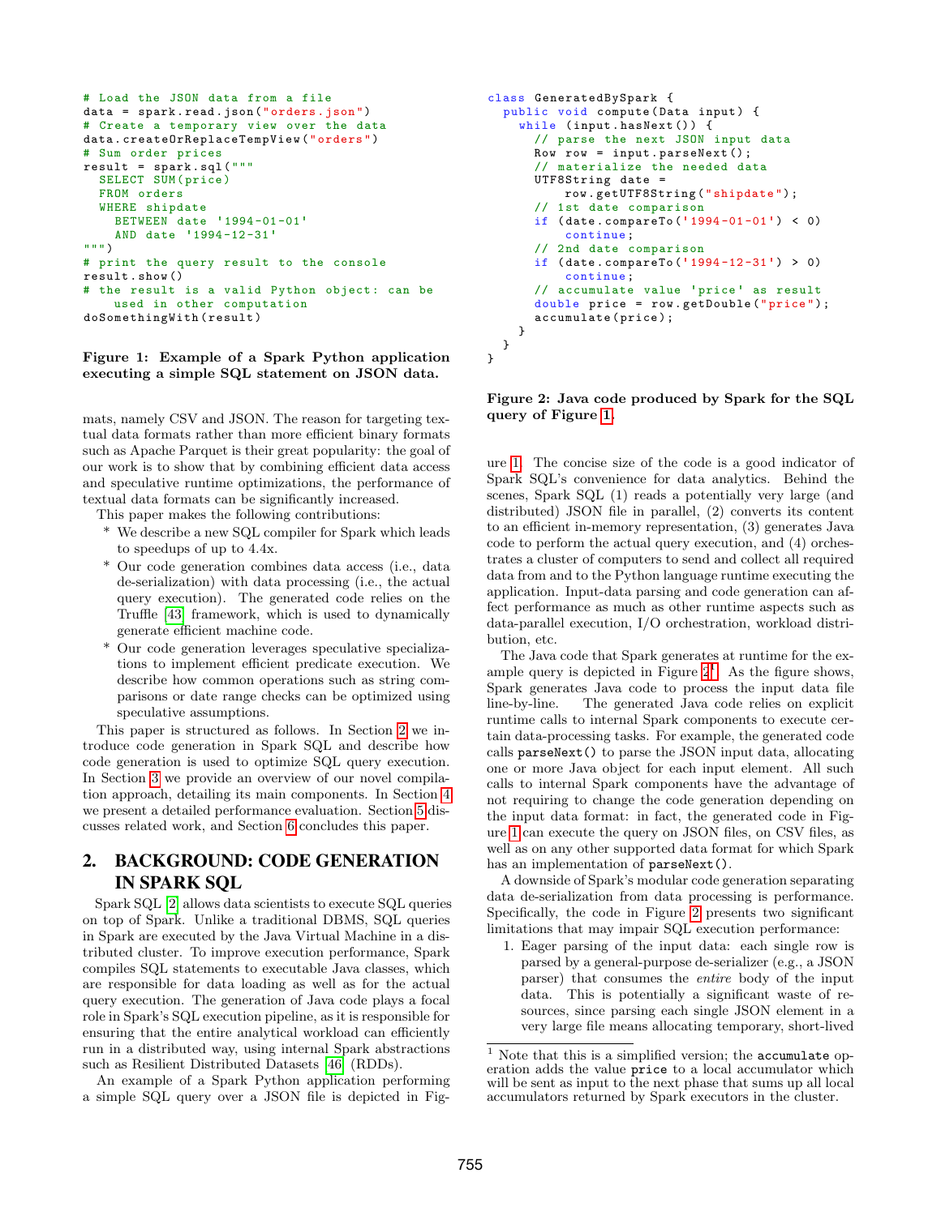```python
# Load the JSON data from a file
data = spark.read.json("orders.json")
# Create a temporary view over the data
data.createOrReplaceTempView("orders")
# Sum order prices
result = spark.sql("""
  SELECT SUM(price)
  FROM orders
  WHERE shipdate
    BETWEEN date '1994-01-01'
    AND date '1994-12-31'
""")
# print the query result to the console
result.show()
# the result is a valid Python object: can be
    used in other computation
doSomethingWith(result)
```

**Figure 1: Example of a Spark Python application executing a simple SQL statement on JSON data.**

mats, namely CSV and JSON. The reason for targeting textual data formats rather than more efficient binary formats such as Apache Parquet is their great popularity: the goal of our work is to show that by combining efficient data access and speculative runtime optimizations, the performance of textual data formats can be significantly increased.

This paper makes the following contributions:

* We describe a new SQL compiler for Spark which leads to speedups of up to 4.4x.
* Our code generation combines data access (i.e., data de-serialization) with data processing (i.e., the actual query execution). The generated code relies on the Truffle [43] framework, which is used to dynamically generate efficient machine code.
* Our code generation leverages speculative specializations to implement efficient predicate execution. We describe how common operations such as string comparisons or date range checks can be optimized using speculative assumptions.

This paper is structured as follows. In Section 2 we introduce code generation in Spark SQL and describe how code generation is used to optimize SQL query execution. In Section 3 we provide an overview of our novel compilation approach, detailing its main components. In Section 4 we present a detailed performance evaluation. Section 5 discusses related work, and Section 6 concludes this paper.

## 2. BACKGROUND: CODE GENERATION IN SPARK SQL

Spark SQL [2] allows data scientists to execute SQL queries on top of Spark. Unlike a traditional DBMS, SQL queries in Spark are executed by the Java Virtual Machine in a distributed cluster. To improve execution performance, Spark compiles SQL statements to executable Java classes, which are responsible for data loading as well as for the actual query execution. The generation of Java code plays a focal role in Spark's SQL execution pipeline, as it is responsible for ensuring that the entire analytical workload can efficiently run in a distributed way, using internal Spark abstractions such as Resilient Distributed Datasets [46] (RDDs).

An example of a Spark Python application performing a simple SQL query over a JSON file is depicted in Figure 1. The concise size of the code is a good indicator of Spark SQL's convenience for data analytics. Behind the scenes, Spark SQL (1) reads a potentially very large (and distributed) JSON file in parallel, (2) converts its content to an efficient in-memory representation, (3) generates Java code to perform the actual query execution, and (4) orchestrates a cluster of computers to send and collect all required data from and to the Python language runtime executing the application. Input-data parsing and code generation can affect performance as much as other runtime aspects such as data-parallel execution, I/O orchestration, workload distribution, etc.

```java
class GeneratedBySpark {
  public void compute(Data input) {
    while (input.hasNext()) {
      // parse the next JSON input data
      Row row = input.parseNext();
      // materialize the needed data
      UTF8String date =
          row.getUTF8String("shipdate");
      // 1st date comparison
      if (date.compareTo('1994-01-01') < 0)
          continue;
      // 2nd date comparison
      if (date.compareTo('1994-12-31') > 0)
          continue;
      // accumulate value 'price' as result
      double price = row.getDouble("price");
      accumulate(price);
    }
  }
}
```

**Figure 2: Java code produced by Spark for the SQL query of Figure 1.**

The Java code that Spark generates at runtime for the example query is depicted in Figure 2[1]. As the figure shows, Spark generates Java code to process the input data file line-by-line. The generated Java code relies on explicit runtime calls to internal Spark components to execute certain data-processing tasks. For example, the generated code calls `parseNext()` to parse the JSON input data, allocating one or more Java object for each input element. All such calls to internal Spark components have the advantage of not requiring to change the code generation depending on the input data format: in fact, the generated code in Figure 1 can execute the query on JSON files, on CSV files, as well as on any other supported data format for which Spark has an implementation of `parseNext()`.

A downside of Spark's modular code generation separating data de-serialization from data processing is performance. Specifically, the code in Figure 2 presents two significant limitations that may impair SQL execution performance:

1. Eager parsing of the input data: each single row is parsed by a general-purpose de-serializer (e.g., a JSON parser) that consumes the *entire* body of the input data. This is potentially a significant waste of resources, since parsing each single JSON element in a very large file means allocating temporary, short-lived

[1] Note that this is a simplified version; the `accumulate` operation adds the value `price` to a local accumulator which will be sent as input to the next phase that sums up all local accumulators returned by Spark executors in the cluster.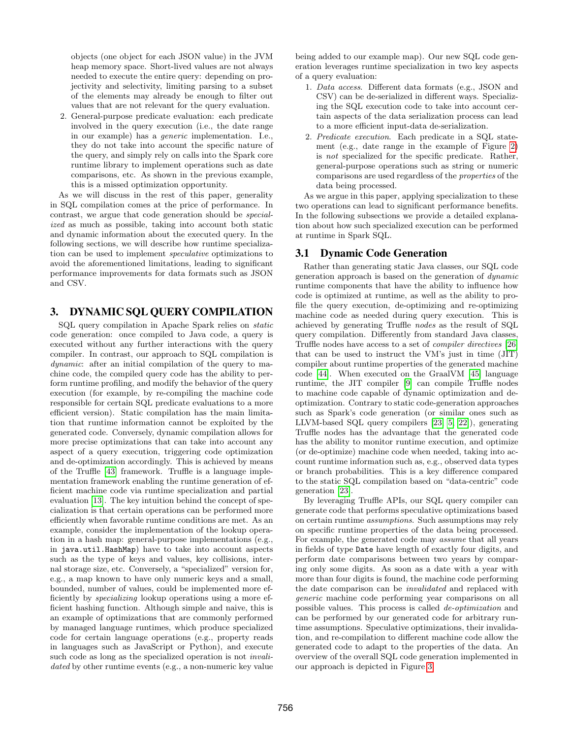objects (one object for each JSON value) in the JVM heap memory space. Short-lived values are not always needed to execute the entire query: depending on projectivity and selectivity, limiting parsing to a subset of the elements may already be enough to filter out values that are not relevant for the query evaluation.

2. General-purpose predicate evaluation: each predicate involved in the query execution (i.e., the date range in our example) has a *generic* implementation. I.e., they do not take into account the specific nature of the query, and simply rely on calls into the Spark core runtime library to implement operations such as date comparisons, etc. As shown in the previous example, this is a missed optimization opportunity.

As we will discuss in the rest of this paper, generality in SQL compilation comes at the price of performance. In contrast, we argue that code generation should be *specialized* as much as possible, taking into account both static and dynamic information about the executed query. In the following sections, we will describe how runtime specialization can be used to implement *speculative* optimizations to avoid the aforementioned limitations, leading to significant performance improvements for data formats such as JSON and CSV.

# 3. DYNAMIC SQL QUERY COMPILATION

SQL query compilation in Apache Spark relies on *static* code generation: once compiled to Java code, a query is executed without any further interactions with the query compiler. In contrast, our approach to SQL compilation is *dynamic*: after an initial compilation of the query to machine code, the compiled query code has the ability to perform runtime profiling, and modify the behavior of the query execution (for example, by re-compiling the machine code responsible for certain SQL predicate evaluations to a more efficient version). Static compilation has the main limitation that runtime information cannot be exploited by the generated code. Conversely, dynamic compilation allows for more precise optimizations that can take into account any aspect of a query execution, triggering code optimization and de-optimization accordingly. This is achieved by means of the Truffle [43] framework. Truffle is a language implementation framework enabling the runtime generation of efficient machine code via runtime specialization and partial evaluation [13]. The key intuition behind the concept of specialization is that certain operations can be performed more efficiently when favorable runtime conditions are met. As an example, consider the implementation of the lookup operation in a hash map: general-purpose implementations (e.g., in `java.util.HashMap`) have to take into account aspects such as the type of keys and values, key collisions, internal storage size, etc. Conversely, a "specialized" version for, e.g., a map known to have only numeric keys and a small, bounded, number of values, could be implemented more efficiently by *specializing* lookup operations using a more efficient hashing function. Although simple and naive, this is an example of optimizations that are commonly performed by managed language runtimes, which produce specialized code for certain language operations (e.g., property reads in languages such as JavaScript or Python), and execute such code as long as the specialized operation is not *invalidated* by other runtime events (e.g., a non-numeric key value being added to our example map). Our new SQL code generation leverages runtime specialization in two key aspects of a query evaluation:

1. *Data access*. Different data formats (e.g., JSON and CSV) can be de-serialized in different ways. Specializing the SQL execution code to take into account certain aspects of the data serialization process can lead to a more efficient input-data de-serialization.
2. *Predicate execution*. Each predicate in a SQL statement (e.g., date range in the example of Figure 2) is *not* specialized for the specific predicate. Rather, general-purpose operations such as string or numeric comparisons are used regardless of the *properties* of the data being processed.

As we argue in this paper, applying specialization to these two operations can lead to significant performance benefits. In the following subsections we provide a detailed explanation about how such specialized execution can be performed at runtime in Spark SQL.

## 3.1 Dynamic Code Generation

Rather than generating static Java classes, our SQL code generation approach is based on the generation of *dynamic* runtime components that have the ability to influence how code is optimized at runtime, as well as the ability to profile the query execution, de-optimizing and re-optimizing machine code as needed during query execution. This is achieved by generating Truffle *nodes* as the result of SQL query compilation. Differently from standard Java classes, Truffle nodes have access to a set of *compiler directives* [26] that can be used to instruct the VM's just in time (JIT) compiler about runtime properties of the generated machine code [44]. When executed on the GraalVM [45] language runtime, the JIT compiler [9] can compile Truffle nodes to machine code capable of dynamic optimization and de-optimization. Contrary to static code-generation approaches such as Spark's code generation (or similar ones such as LLVM-based SQL query compilers [23, 5, 22]), generating Truffle nodes has the advantage that the generated code has the ability to monitor runtime execution, and optimize (or de-optimize) machine code when needed, taking into account runtime information such as, e.g., observed data types or branch probabilities. This is a key difference compared to the static SQL compilation based on "data-centric" code generation [23].

By leveraging Truffle APIs, our SQL query compiler can generate code that performs speculative optimizations based on certain runtime *assumptions*. Such assumptions may rely on specific runtime properties of the data being processed. For example, the generated code may *assume* that all years in fields of type `Date` have length of exactly four digits, and perform date comparisons between two years by comparing only some digits. As soon as a date with a year with more than four digits is found, the machine code performing the date comparison can be *invalidated* and replaced with *generic* machine code performing year comparisons on all possible values. This process is called *de-optimization* and can be performed by our generated code for arbitrary runtime assumptions. Speculative optimizations, their invalidation, and re-compilation to different machine code allow the generated code to adapt to the properties of the data. An overview of the overall SQL code generation implemented in our approach is depicted in Figure 3.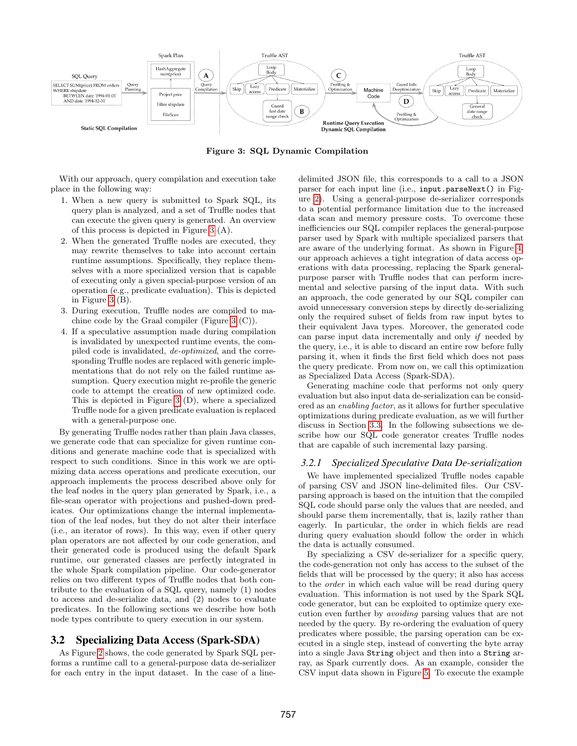**Figure 3: SQL Dynamic Compilation**

With our approach, query compilation and execution take place in the following way:

1. When a new query is submitted to Spark SQL, its query plan is analyzed, and a set of Truffle nodes that can execute the given query is generated. An overview of this process is depicted in Figure 3 (A).
2. When the generated Truffle nodes are executed, they may rewrite themselves to take into account certain runtime assumptions. Specifically, they replace themselves with a more specialized version that is capable of executing only a given special-purpose version of an operation (e.g., predicate evaluation). This is depicted in Figure 3 (B).
3. During execution, Truffle nodes are compiled to machine code by the Graal compiler (Figure 3 (C)).
4. If a speculative assumption made during compilation is invalidated by unexpected runtime events, the compiled code is invalidated, *de-optimized*, and the corresponding Truffle nodes are replaced with generic implementations that do not rely on the failed runtime assumption. Query execution might re-profile the generic code to attempt the creation of new optimized code. This is depicted in Figure 3 (D), where a specialized Truffle node for a given predicate evaluation is replaced with a general-purpose one.

By generating Truffle nodes rather than plain Java classes, we generate code that can specialize for given runtime conditions and generate machine code that is specialized with respect to such conditions. Since in this work we are optimizing data access operations and predicate execution, our approach implements the process described above only for the leaf nodes in the query plan generated by Spark, i.e., a file-scan operator with projections and pushed-down predicates. Our optimizations change the internal implementation of the leaf nodes, but they do not alter their interface (i.e., an iterator of rows). In this way, even if other query plan operators are not affected by our code generation, and their generated code is produced using the default Spark runtime, our generated classes are perfectly integrated in the whole Spark compilation pipeline. Our code-generator relies on two different types of Truffle nodes that both contribute to the evaluation of a SQL query, namely (1) nodes to access and de-serialize data, and (2) nodes to evaluate predicates. In the following sections we describe how both node types contribute to query execution in our system.

## 3.2 Specializing Data Access (Spark-SDA)

As Figure 2 shows, the code generated by Spark SQL performs a runtime call to a general-purpose data de-serializer for each entry in the input dataset. In the case of a line-delimited JSON file, this corresponds to a call to a JSON parser for each input line (i.e., `input.parseNext()` in Figure 2). Using a general-purpose de-serializer corresponds to a potential performance limitation due to the increased data scan and memory pressure costs. To overcome these inefficiencies our SQL compiler replaces the general-purpose parser used by Spark with multiple specialized parsers that are aware of the underlying format. As shown in Figure 4, our approach achieves a tight integration of data access operations with data processing, replacing the Spark general-purpose parser with Truffle nodes that can perform incremental and selective parsing of the input data. With such an approach, the code generated by our SQL compiler can avoid unnecessary conversion steps by directly de-serializing only the required subset of fields from raw input bytes to their equivalent Java types. Moreover, the generated code can parse input data incrementally and only *if* needed by the query, i.e., it is able to discard an entire row before fully parsing it, when it finds the first field which does not pass the query predicate. From now on, we call this optimization as Specialized Data Access (Spark-SDA).

Generating machine code that performs not only query evaluation but also input data de-serialization can be considered as an *enabling factor*, as it allows for further speculative optimizations during predicate evaluation, as we will further discuss in Section 3.3. In the following subsections we describe how our SQL code generator creates Truffle nodes that are capable of such incremental lazy parsing.

### 3.2.1 Specialized Speculative Data De-serialization

We have implemented specialized Truffle nodes capable of parsing CSV and JSON line-delimited files. Our CSV-parsing approach is based on the intuition that the compiled SQL code should parse only the values that are needed, and should parse them incrementally, that is, lazily rather than eagerly. In particular, the order in which fields are read during query evaluation should follow the order in which the data is actually consumed.

By specializing a CSV de-serializer for a specific query, the code-generation not only has access to the subset of the fields that will be processed by the query; it also has access to the *order* in which each value will be read during query evaluation. This information is not used by the Spark SQL code generator, but can be exploited to optimize query execution even further by *avoiding* parsing values that are not needed by the query. By re-ordering the evaluation of query predicates where possible, the parsing operation can be executed in a single step, instead of converting the byte array into a single Java `String` object and then into a `String` array, as Spark currently does. As an example, consider the CSV input data shown in Figure 5. To execute the example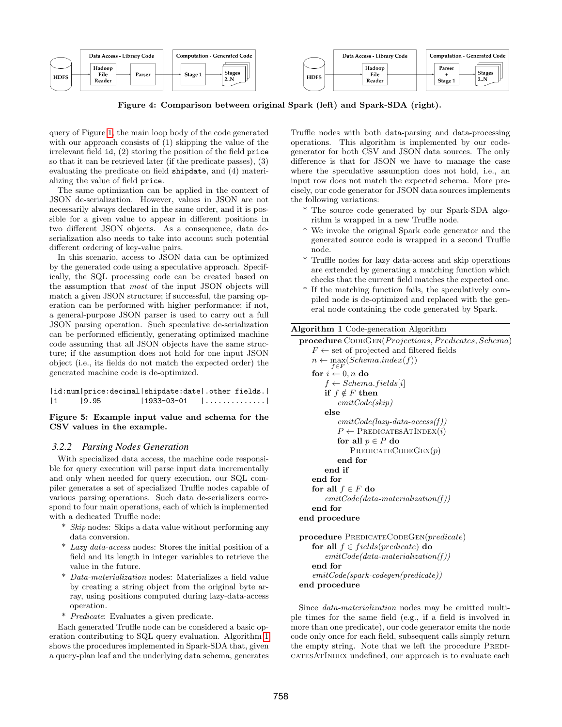Figure 4: Comparison between original Spark (left) and Spark-SDA (right).

query of Figure 1, the main loop body of the code generated with our approach consists of (1) skipping the value of the irrelevant field `id`, (2) storing the position of the field `price` so that it can be retrieved later (if the predicate passes), (3) evaluating the predicate on field `shipdate`, and (4) materializing the value of field `price`.

The same optimization can be applied in the context of JSON de-serialization. However, values in JSON are not necessarily always declared in the same order, and it is possible for a given value to appear in different positions in two different JSON objects. As a consequence, data de-serialization also needs to take into account such potential different ordering of key-value pairs.

In this scenario, access to JSON data can be optimized by the generated code using a speculative approach. Specifically, the SQL processing code can be created based on the assumption that *most* of the input JSON objects will match a given JSON structure; if successful, the parsing operation can be performed with higher performance; if not, a general-purpose JSON parser is used to carry out a full JSON parsing operation. Such speculative de-serialization can be performed efficiently, generating optimized machine code assuming that all JSON objects have the same structure; if the assumption does not hold for one input JSON object (i.e., its fields do not match the expected order) the generated machine code is de-optimized.

```
|id:num|price:decimal|shipdate:date|.other fields.|
|1     |9.95         |1933-03-01   |..............|
```

**Figure 5: Example input value and schema for the CSV values in the example.**

### 3.2.2 Parsing Nodes Generation

With specialized data access, the machine code responsible for query execution will parse input data incrementally and only when needed for query execution, our SQL compiler generates a set of specialized Truffle nodes capable of various parsing operations. Such data de-serializers correspond to four main operations, each of which is implemented with a dedicated Truffle node:

- *Skip* nodes: Skips a data value without performing any data conversion.
- *Lazy data-access* nodes: Stores the initial position of a field and its length in integer variables to retrieve the value in the future.
- *Data-materialization* nodes: Materializes a field value by creating a string object from the original byte array, using positions computed during lazy-data-access operation.
- *Predicate*: Evaluates a given predicate.

Each generated Truffle node can be considered a basic operation contributing to SQL query evaluation. Algorithm 1 shows the procedures implemented in Spark-SDA that, given a query-plan leaf and the underlying data schema, generates Truffle nodes with both data-parsing and data-processing operations. This algorithm is implemented by our code-generator for both CSV and JSON data sources. The only difference is that for JSON we have to manage the case where the speculative assumption does not hold, i.e., an input row does not match the expected schema. More precisely, our code generator for JSON data sources implements the following variations:

- The source code generated by our Spark-SDA algorithm is wrapped in a new Truffle node.
- We invoke the original Spark code generator and the generated source code is wrapped in a second Truffle node.
- Truffle nodes for lazy data-access and skip operations are extended by generating a matching function which checks that the current field matches the expected one.
- If the matching function fails, the speculatively compiled node is de-optimized and replaced with the general node containing the code generated by Spark.

**Algorithm 1** Code-generation Algorithm

```
procedure CodeGen(Projections, Predicates, Schema)
    F ← set of projected and filtered fields
    n ← max_{f∈F}(Schema.index(f))
    for i ← 0, n do
        f ← Schema.fields[i]
        if f ∉ F then
            emitCode(skip)
        else
            emitCode(lazy-data-access(f))
            P ← PredicatesAtIndex(i)
            for all p ∈ P do
                PredicateCodeGen(p)
            end for
        end if
    end for
    for all f ∈ F do
        emitCode(data-materialization(f))
    end for
end procedure

procedure PredicateCodeGen(predicate)
    for all f ∈ fields(predicate) do
        emitCode(data-materialization(f))
    end for
    emitCode(spark-codegen(predicate))
end procedure
```

Since *data-materialization* nodes may be emitted multiple times for the same field (e.g., if a field is involved in more than one predicate), our code generator emits the node code only once for each field, subsequent calls simply return the empty string. Note that we left the procedure PredicatesAtIndex undefined, our approach is to evaluate each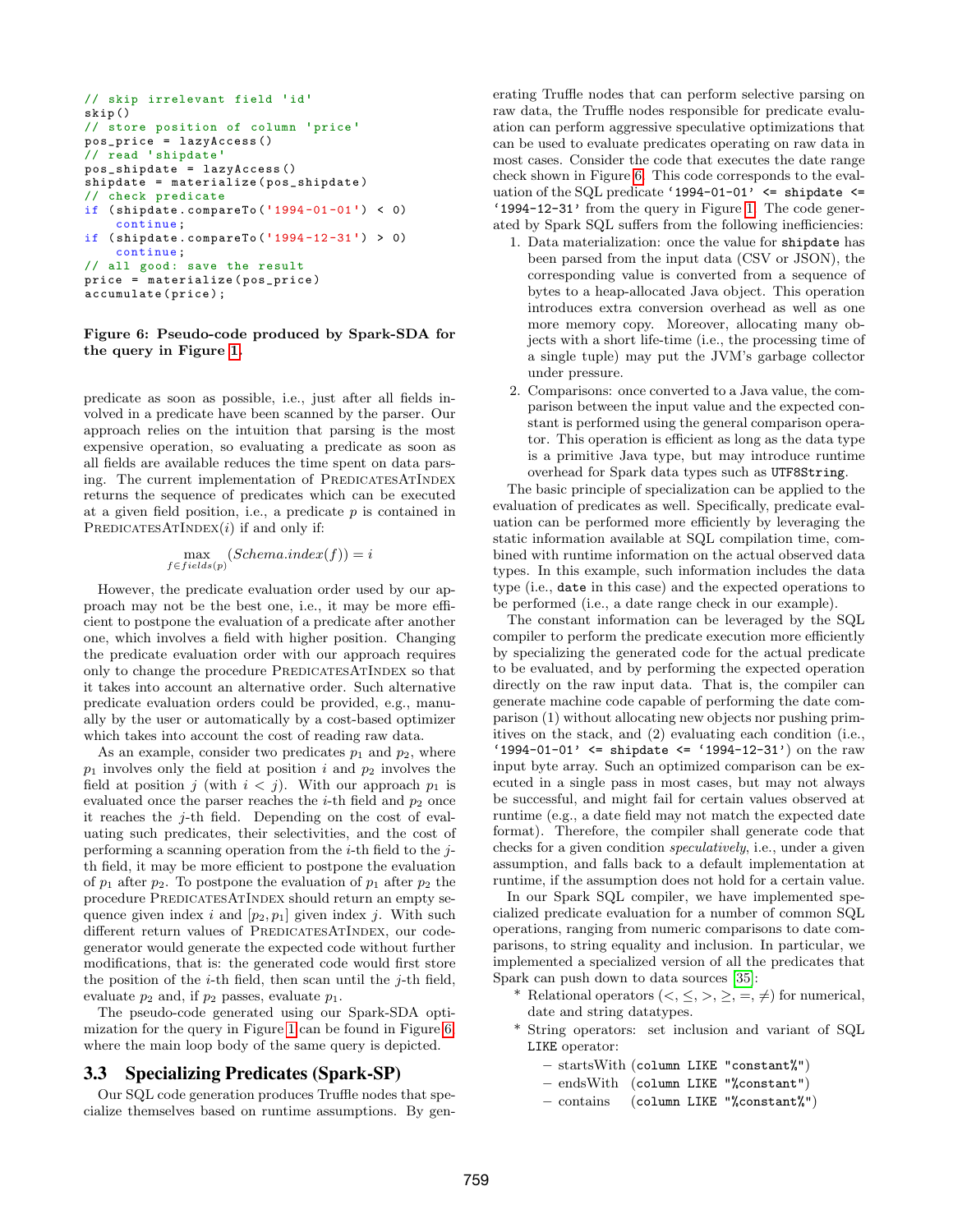```
// skip irrelevant field 'id'
skip()
// store position of column 'price'
pos_price = lazyAccess()
// read 'shipdate'
pos_shipdate = lazyAccess()
shipdate = materialize(pos_shipdate)
// check predicate
if (shipdate.compareTo('1994-01-01') < 0)
    continue;
if (shipdate.compareTo('1994-12-31') > 0)
    continue;
// all good: save the result
price = materialize(pos_price)
accumulate(price);
```

**Figure 6: Pseudo-code produced by Spark-SDA for the query in Figure 1.**

predicate as soon as possible, i.e., just after all fields involved in a predicate have been scanned by the parser. Our approach relies on the intuition that parsing is the most expensive operation, so evaluating a predicate as soon as all fields are available reduces the time spent on data parsing. The current implementation of PredicatesAtIndex returns the sequence of predicates which can be executed at a given field position, i.e., a predicate $p$ is contained in PredicatesAtIndex($i$) if and only if:

$$\max_{f \in fields(p)} (Schema.index(f)) = i$$

However, the predicate evaluation order used by our approach may not be the best one, i.e., it may be more efficient to postpone the evaluation of a predicate after another one, which involves a field with higher position. Changing the predicate evaluation order with our approach requires only to change the procedure PredicatesAtIndex so that it takes into account an alternative order. Such alternative predicate evaluation orders could be provided, e.g., manually by the user or automatically by a cost-based optimizer which takes into account the cost of reading raw data.

As an example, consider two predicates $p_1$ and $p_2$, where $p_1$ involves only the field at position $i$ and $p_2$ involves the field at position $j$ (with $i < j$). With our approach $p_1$ is evaluated once the parser reaches the $i$-th field and $p_2$ once it reaches the $j$-th field. Depending on the cost of evaluating such predicates, their selectivities, and the cost of performing a scanning operation from the $i$-th field to the $j$-th field, it may be more efficient to postpone the evaluation of $p_1$ after $p_2$. To postpone the evaluation of $p_1$ after $p_2$ the procedure PredicatesAtIndex should return an empty sequence given index $i$ and $[p_2, p_1]$ given index $j$. With such different return values of PredicatesAtIndex, our codegenerator would generate the expected code without further modifications, that is: the generated code would first store the position of the $i$-th field, then scan until the $j$-th field, evaluate $p_2$ and, if $p_2$ passes, evaluate $p_1$.

The pseudo-code generated using our Spark-SDA optimization for the query in Figure 1 can be found in Figure 6, where the main loop body of the same query is depicted.

### 3.3 Specializing Predicates (Spark-SP)

Our SQL code generation produces Truffle nodes that specialize themselves based on runtime assumptions. By generating Truffle nodes that can perform selective parsing on raw data, the Truffle nodes responsible for predicate evaluation can perform aggressive speculative optimizations that can be used to evaluate predicates operating on raw data in most cases. Consider the code that executes the date range check shown in Figure 6. This code corresponds to the evaluation of the SQL predicate `'1994-01-01' <= shipdate <= '1994-12-31'` from the query in Figure 1. The code generated by Spark SQL suffers from the following inefficiencies:

1. Data materialization: once the value for `shipdate` has been parsed from the input data (CSV or JSON), the corresponding value is converted from a sequence of bytes to a heap-allocated Java object. This operation introduces extra conversion overhead as well as one more memory copy. Moreover, allocating many objects with a short life-time (i.e., the processing time of a single tuple) may put the JVM's garbage collector under pressure.
2. Comparisons: once converted to a Java value, the comparison between the input value and the expected constant is performed using the general comparison operator. This operation is efficient as long as the data type is a primitive Java type, but may introduce runtime overhead for Spark data types such as `UTF8String`.

The basic principle of specialization can be applied to the evaluation of predicates as well. Specifically, predicate evaluation can be performed more efficiently by leveraging the static information available at SQL compilation time, combined with runtime information on the actual observed data types. In this example, such information includes the data type (i.e., `date` in this case) and the expected operations to be performed (i.e., a date range check in our example).

The constant information can be leveraged by the SQL compiler to perform the predicate execution more efficiently by specializing the generated code for the actual predicate to be evaluated, and by performing the expected operation directly on the raw input data. That is, the compiler can generate machine code capable of performing the date comparison (1) without allocating new objects nor pushing primitives on the stack, and (2) evaluating each condition (i.e., `'1994-01-01' <= shipdate <= '1994-12-31'`) on the raw input byte array. Such an optimized comparison can be executed in a single pass in most cases, but may not always be successful, and might fail for certain values observed at runtime (e.g., a date field may not match the expected date format). Therefore, the compiler shall generate code that checks for a given condition *speculatively*, i.e., under a given assumption, and falls back to a default implementation at runtime, if the assumption does not hold for a certain value.

In our Spark SQL compiler, we have implemented specialized predicate evaluation for a number of common SQL operations, ranging from numeric comparisons to date comparisons, to string equality and inclusion. In particular, we implemented a specialized version of all the predicates that Spark can push down to data sources [35]:

* Relational operators ($<, \leq, >, \geq, =, \neq$) for numerical, date and string datatypes.
* String operators: set inclusion and variant of SQL `LIKE` operator:
  - startsWith (`column LIKE "constant%"`)
  - endsWith (`column LIKE "%constant"`)
  - contains (`column LIKE "%constant%"`)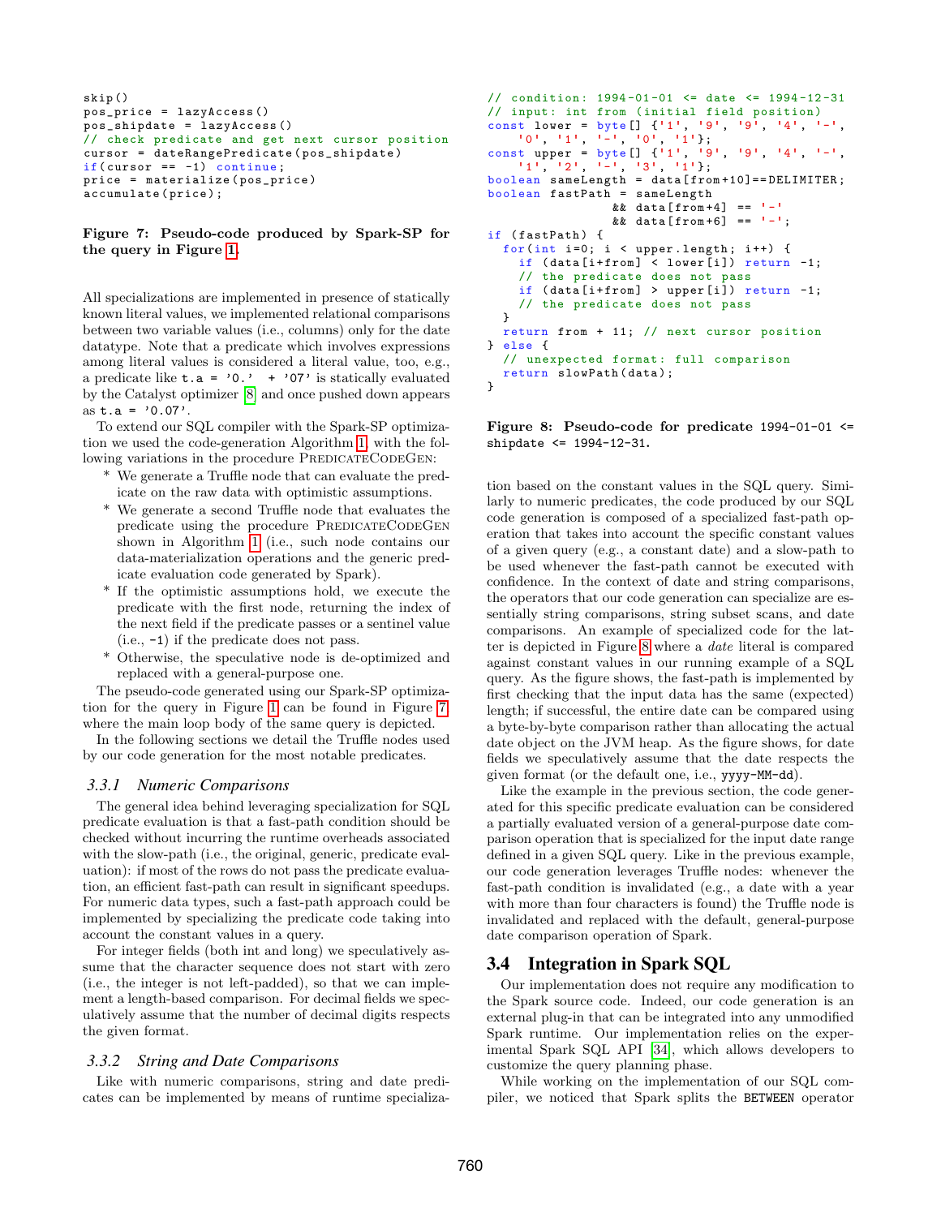```
skip()
pos_price = lazyAccess()
pos_shipdate = lazyAccess()
// check predicate and get next cursor position
cursor = dateRangePredicate(pos_shipdate)
if(cursor == -1) continue;
price = materialize(pos_price)
accumulate(price);
```

**Figure 7: Pseudo-code produced by Spark-SP for the query in Figure 1.**

All specializations are implemented in presence of statically known literal values, we implemented relational comparisons between two variable values (i.e., columns) only for the date datatype. Note that a predicate which involves expressions among literal values is considered a literal value, too, e.g., a predicate like `t.a = '0.' + '07'` is statically evaluated by the Catalyst optimizer [8] and once pushed down appears as `t.a = '0.07'`.

To extend our SQL compiler with the Spark-SP optimization we used the code-generation Algorithm 1, with the following variations in the procedure PredicateCodeGen:

* We generate a Truffle node that can evaluate the predicate on the raw data with optimistic assumptions.
* We generate a second Truffle node that evaluates the predicate using the procedure PredicateCodeGen shown in Algorithm 1 (i.e., such node contains our data-materialization operations and the generic predicate evaluation code generated by Spark).
* If the optimistic assumptions hold, we execute the predicate with the first node, returning the index of the next field if the predicate passes or a sentinel value (i.e., `-1`) if the predicate does not pass.
* Otherwise, the speculative node is de-optimized and replaced with a general-purpose one.

The pseudo-code generated using our Spark-SP optimization for the query in Figure 1 can be found in Figure 7, where the main loop body of the same query is depicted.

In the following sections we detail the Truffle nodes used by our code generation for the most notable predicates.

### 3.3.1 *Numeric Comparisons*

The general idea behind leveraging specialization for SQL predicate evaluation is that a fast-path condition should be checked without incurring the runtime overheads associated with the slow-path (i.e., the original, generic, predicate evaluation): if most of the rows do not pass the predicate evaluation, an efficient fast-path can result in significant speedups. For numeric data types, such a fast-path approach could be implemented by specializing the predicate code taking into account the constant values in a query.

For integer fields (both int and long) we speculatively assume that the character sequence does not start with zero (i.e., the integer is not left-padded), so that we can implement a length-based comparison. For decimal fields we speculatively assume that the number of decimal digits respects the given format.

### 3.3.2 *String and Date Comparisons*

Like with numeric comparisons, string and date predicates can be implemented by means of runtime specialization based on the constant values in the SQL query. Similarly to numeric predicates, the code produced by our SQL code generation is composed of a specialized fast-path operation that takes into account the specific constant values of a given query (e.g., a constant date) and a slow-path to be used whenever the fast-path cannot be executed with confidence. In the context of date and string comparisons, the operators that our code generation can specialize are essentially string comparisons, string subset scans, and date comparisons. An example of specialized code for the latter is depicted in Figure 8 where a *date* literal is compared against constant values in our running example of a SQL query. As the figure shows, the fast-path is implemented by first checking that the input data has the same (expected) length; if successful, the entire date can be compared using a byte-by-byte comparison rather than allocating the actual date object on the JVM heap. As the figure shows, for date fields we speculatively assume that the date respects the given format (or the default one, i.e., `yyyy-MM-dd`).

```
// condition: 1994-01-01 <= date <= 1994-12-31
// input: int from (initial field position)
const lower = byte[] {'1', '9', '9', '4', '-',
    '0', '1', '-', '0', '1'};
const upper = byte[] {'1', '9', '9', '4', '-',
    '1', '2', '-', '3', '1'};
boolean sameLength = data[from+10]==DELIMITER;
boolean fastPath = sameLength
                && data[from+4] == '-'
                && data[from+6] == '-';
if (fastPath) {
  for(int i=0; i < upper.length; i++) {
    if (data[i+from] < lower[i]) return -1;
    // the predicate does not pass
    if (data[i+from] > upper[i]) return -1;
    // the predicate does not pass
  }
  return from + 11; // next cursor position
} else {
  // unexpected format: full comparison
  return slowPath(data);
}
```

**Figure 8: Pseudo-code for predicate `1994-01-01 <= shipdate <= 1994-12-31`.**

Like the example in the previous section, the code generated for this specific predicate evaluation can be considered a partially evaluated version of a general-purpose date comparison operation that is specialized for the input date range defined in a given SQL query. Like in the previous example, our code generation leverages Truffle nodes: whenever the fast-path condition is invalidated (e.g., a date with a year with more than four characters is found) the Truffle node is invalidated and replaced with the default, general-purpose date comparison operation of Spark.

## 3.4 Integration in Spark SQL

Our implementation does not require any modification to the Spark source code. Indeed, our code generation is an external plug-in that can be integrated into any unmodified Spark runtime. Our implementation relies on the experimental Spark SQL API [34], which allows developers to customize the query planning phase.

While working on the implementation of our SQL compiler, we noticed that Spark splits the `BETWEEN` operator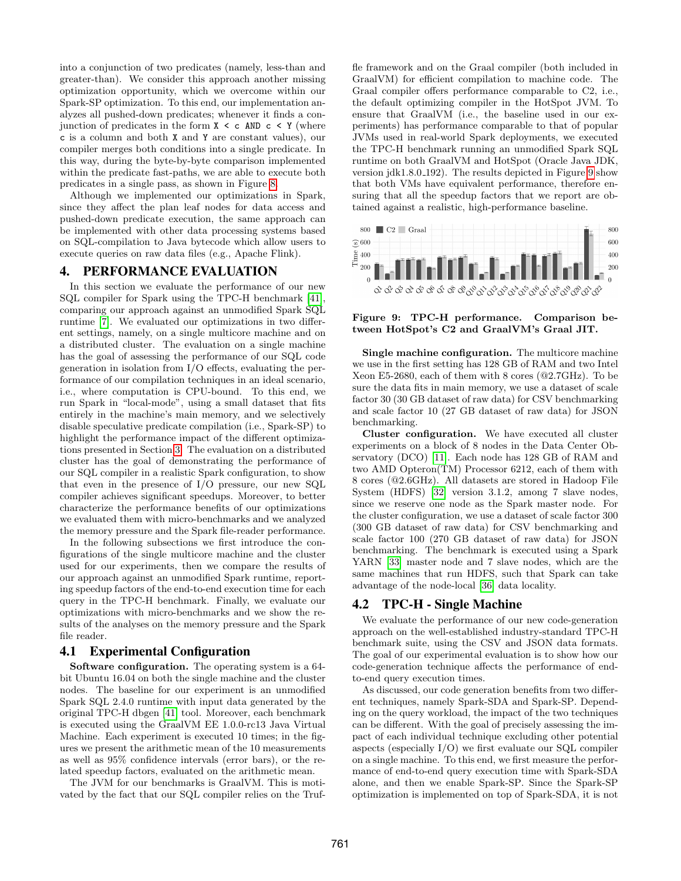into a conjunction of two predicates (namely, less-than and greater-than). We consider this approach another missing optimization opportunity, which we overcome within our Spark-SP optimization. To this end, our implementation analyzes all pushed-down predicates; whenever it finds a conjunction of predicates in the form `X < c AND c < Y` (where `c` is a column and both `X` and `Y` are constant values), our compiler merges both conditions into a single predicate. In this way, during the byte-by-byte comparison implemented within the predicate fast-paths, we are able to execute both predicates in a single pass, as shown in Figure 8.

Although we implemented our optimizations in Spark, since they affect the plan leaf nodes for data access and pushed-down predicate execution, the same approach can be implemented with other data processing systems based on SQL-compilation to Java bytecode which allow users to execute queries on raw data files (e.g., Apache Flink).

# 4. PERFORMANCE EVALUATION

In this section we evaluate the performance of our new SQL compiler for Spark using the TPC-H benchmark [41], comparing our approach against an unmodified Spark SQL runtime [7]. We evaluated our optimizations in two different settings, namely, on a single multicore machine and on a distributed cluster. The evaluation on a single machine has the goal of assessing the performance of our SQL code generation in isolation from I/O effects, evaluating the performance of our compilation techniques in an ideal scenario, i.e., where computation is CPU-bound. To this end, we run Spark in "local-mode", using a small dataset that fits entirely in the machine's main memory, and we selectively disable speculative predicate compilation (i.e., Spark-SP) to highlight the performance impact of the different optimizations presented in Section 3. The evaluation on a distributed cluster has the goal of demonstrating the performance of our SQL compiler in a realistic Spark configuration, to show that even in the presence of I/O pressure, our new SQL compiler achieves significant speedups. Moreover, to better characterize the performance benefits of our optimizations we evaluated them with micro-benchmarks and we analyzed the memory pressure and the Spark file-reader performance.

In the following subsections we first introduce the configurations of the single multicore machine and the cluster used for our experiments, then we compare the results of our approach against an unmodified Spark runtime, reporting speedup factors of the end-to-end execution time for each query in the TPC-H benchmark. Finally, we evaluate our optimizations with micro-benchmarks and we show the results of the analyses on the memory pressure and the Spark file reader.

## 4.1 Experimental Configuration

**Software configuration.** The operating system is a 64-bit Ubuntu 16.04 on both the single machine and the cluster nodes. The baseline for our experiment is an unmodified Spark SQL 2.4.0 runtime with input data generated by the original TPC-H dbgen [41] tool. Moreover, each benchmark is executed using the GraalVM EE 1.0.0-rc13 Java Virtual Machine. Each experiment is executed 10 times; in the figures we present the arithmetic mean of the 10 measurements as well as 95% confidence intervals (error bars), or the related speedup factors, evaluated on the arithmetic mean.

The JVM for our benchmarks is GraalVM. This is motivated by the fact that our SQL compiler relies on the Truffle framework and on the Graal compiler (both included in GraalVM) for efficient compilation to machine code. The Graal compiler offers performance comparable to C2, i.e., the default optimizing compiler in the HotSpot JVM. To ensure that GraalVM (i.e., the baseline used in our experiments) has performance comparable to that of popular JVMs used in real-world Spark deployments, we executed the TPC-H benchmark running an unmodified Spark SQL runtime on both GraalVM and HotSpot (Oracle Java JDK, version jdk1.8.0_192). The results depicted in Figure 9 show that both VMs have equivalent performance, therefore ensuring that all the speedup factors that we report are obtained against a realistic, high-performance baseline.

**Figure 9: TPC-H performance. Comparison between HotSpot's C2 and GraalVM's Graal JIT.**

**Single machine configuration.** The multicore machine we use in the first setting has 128 GB of RAM and two Intel Xeon E5-2680, each of them with 8 cores (@2.7GHz). To be sure the data fits in main memory, we use a dataset of scale factor 30 (30 GB dataset of raw data) for CSV benchmarking and scale factor 10 (27 GB dataset of raw data) for JSON benchmarking.

**Cluster configuration.** We have executed all cluster experiments on a block of 8 nodes in the Data Center Observatory (DCO) [11]. Each node has 128 GB of RAM and two AMD Opteron(TM) Processor 6212, each of them with 8 cores (@2.6GHz). All datasets are stored in Hadoop File System (HDFS) [32] version 3.1.2, among 7 slave nodes, since we reserve one node as the Spark master node. For the cluster configuration, we use a dataset of scale factor 300 (300 GB dataset of raw data) for CSV benchmarking and scale factor 100 (270 GB dataset of raw data) for JSON benchmarking. The benchmark is executed using a Spark YARN [33] master node and 7 slave nodes, which are the same machines that run HDFS, such that Spark can take advantage of the node-local [36] data locality.

## 4.2 TPC-H - Single Machine

We evaluate the performance of our new code-generation approach on the well-established industry-standard TPC-H benchmark suite, using the CSV and JSON data formats. The goal of our experimental evaluation is to show how our code-generation technique affects the performance of end-to-end query execution times.

As discussed, our code generation benefits from two different techniques, namely Spark-SDA and Spark-SP. Depending on the query workload, the impact of the two techniques can be different. With the goal of precisely assessing the impact of each individual technique excluding other potential aspects (especially I/O) we first evaluate our SQL compiler on a single machine. To this end, we first measure the performance of end-to-end query execution time with Spark-SDA alone, and then we enable Spark-SP. Since the Spark-SP optimization is implemented on top of Spark-SDA, it is not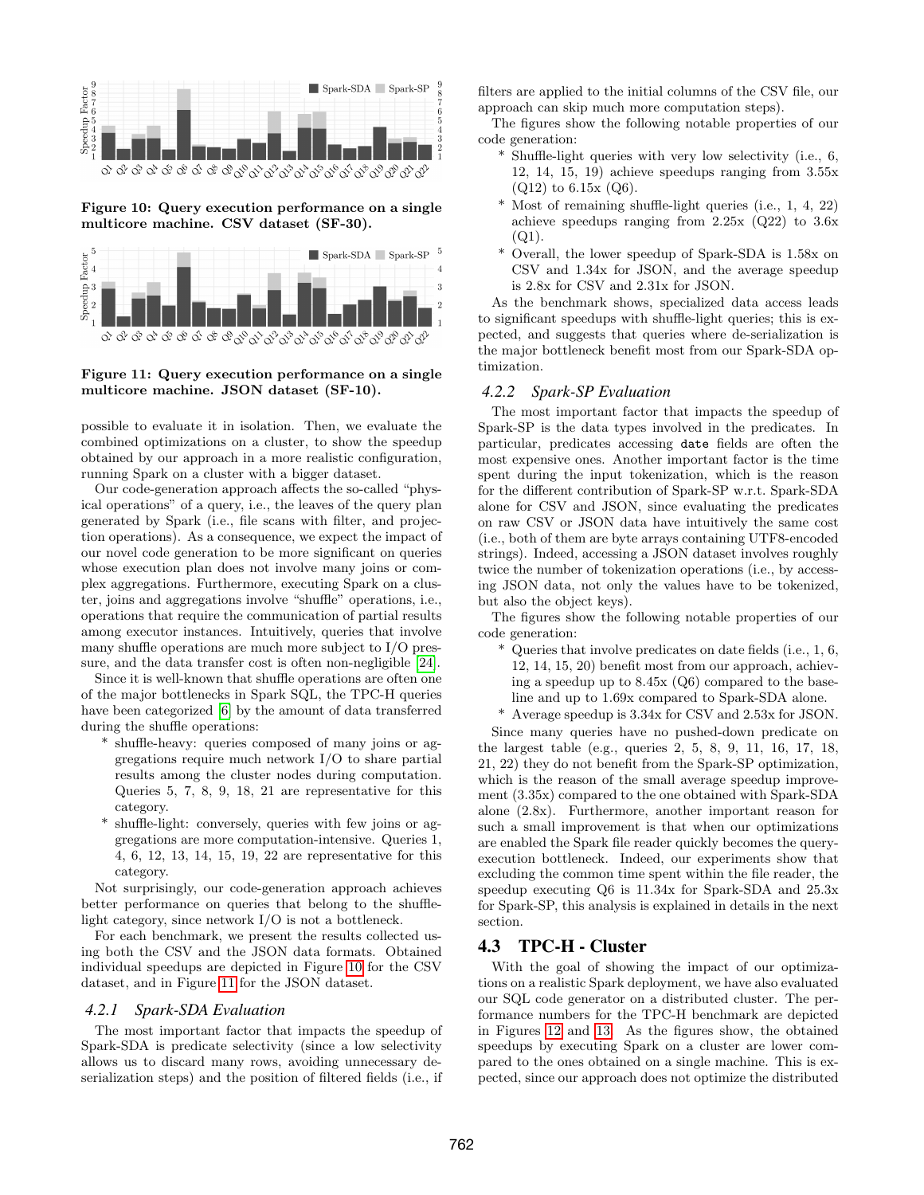Figure 10: Query execution performance on a single multicore machine. CSV dataset (SF-30).

Figure 11: Query execution performance on a single multicore machine. JSON dataset (SF-10).

possible to evaluate it in isolation. Then, we evaluate the combined optimizations on a cluster, to show the speedup obtained by our approach in a more realistic configuration, running Spark on a cluster with a bigger dataset.

Our code-generation approach affects the so-called "physical operations" of a query, i.e., the leaves of the query plan generated by Spark (i.e., file scans with filter, and projection operations). As a consequence, we expect the impact of our novel code generation to be more significant on queries whose execution plan does not involve many joins or complex aggregations. Furthermore, executing Spark on a cluster, joins and aggregations involve "shuffle" operations, i.e., operations that require the communication of partial results among executor instances. Intuitively, queries that involve many shuffle operations are much more subject to I/O pressure, and the data transfer cost is often non-negligible [24].

Since it is well-known that shuffle operations are often one of the major bottlenecks in Spark SQL, the TPC-H queries have been categorized [6] by the amount of data transferred during the shuffle operations:

* shuffle-heavy: queries composed of many joins or aggregations require much network I/O to share partial results among the cluster nodes during computation. Queries 5, 7, 8, 9, 18, 21 are representative for this category.
* shuffle-light: conversely, queries with few joins or aggregations are more computation-intensive. Queries 1, 4, 6, 12, 13, 14, 15, 19, 22 are representative for this category.

Not surprisingly, our code-generation approach achieves better performance on queries that belong to the shuffle-light category, since network I/O is not a bottleneck.

For each benchmark, we present the results collected using both the CSV and the JSON data formats. Obtained individual speedups are depicted in Figure 10 for the CSV dataset, and in Figure 11 for the JSON dataset.

### 4.2.1 Spark-SDA Evaluation

The most important factor that impacts the speedup of Spark-SDA is predicate selectivity (since a low selectivity allows us to discard many rows, avoiding unnecessary de-serialization steps) and the position of filtered fields (i.e., if filters are applied to the initial columns of the CSV file, our approach can skip much more computation steps).

The figures show the following notable properties of our code generation:

* Shuffle-light queries with very low selectivity (i.e., 6, 12, 14, 15, 19) achieve speedups ranging from 3.55x (Q12) to 6.15x (Q6).
* Most of remaining shuffle-light queries (i.e., 1, 4, 22) achieve speedups ranging from 2.25x (Q22) to 3.6x (Q1).
* Overall, the lower speedup of Spark-SDA is 1.58x on CSV and 1.34x for JSON, and the average speedup is 2.8x for CSV and 2.31x for JSON.

As the benchmark shows, specialized data access leads to significant speedups with shuffle-light queries; this is expected, and suggests that queries where de-serialization is the major bottleneck benefit most from our Spark-SDA optimization.

### 4.2.2 Spark-SP Evaluation

The most important factor that impacts the speedup of Spark-SP is the data types involved in the predicates. In particular, predicates accessing `date` fields are often the most expensive ones. Another important factor is the time spent during the input tokenization, which is the reason for the different contribution of Spark-SP w.r.t. Spark-SDA alone for CSV and JSON, since evaluating the predicates on raw CSV or JSON data have intuitively the same cost (i.e., both of them are byte arrays containing UTF8-encoded strings). Indeed, accessing a JSON dataset involves roughly twice the number of tokenization operations (i.e., by accessing JSON data, not only the values have to be tokenized, but also the object keys).

The figures show the following notable properties of our code generation:

* Queries that involve predicates on date fields (i.e., 1, 6, 12, 14, 15, 20) benefit most from our approach, achieving a speedup up to 8.45x (Q6) compared to the baseline and up to 1.69x compared to Spark-SDA alone.
* Average speedup is 3.34x for CSV and 2.53x for JSON.

Since many queries have no pushed-down predicate on the largest table (e.g., queries 2, 5, 8, 9, 11, 16, 17, 18, 21, 22) they do not benefit from the Spark-SP optimization, which is the reason of the small average speedup improvement (3.35x) compared to the one obtained with Spark-SDA alone (2.8x). Furthermore, another important reason for such a small improvement is that when our optimizations are enabled the Spark file reader quickly becomes the query-execution bottleneck. Indeed, our experiments show that excluding the common time spent within the file reader, the speedup executing Q6 is 11.34x for Spark-SDA and 25.3x for Spark-SP, this analysis is explained in details in the next section.

## 4.3 TPC-H - Cluster

With the goal of showing the impact of our optimizations on a realistic Spark deployment, we have also evaluated our SQL code generator on a distributed cluster. The performance numbers for the TPC-H benchmark are depicted in Figures 12 and 13. As the figures show, the obtained speedups by executing Spark on a cluster are lower compared to the ones obtained on a single machine. This is expected, since our approach does not optimize the distributed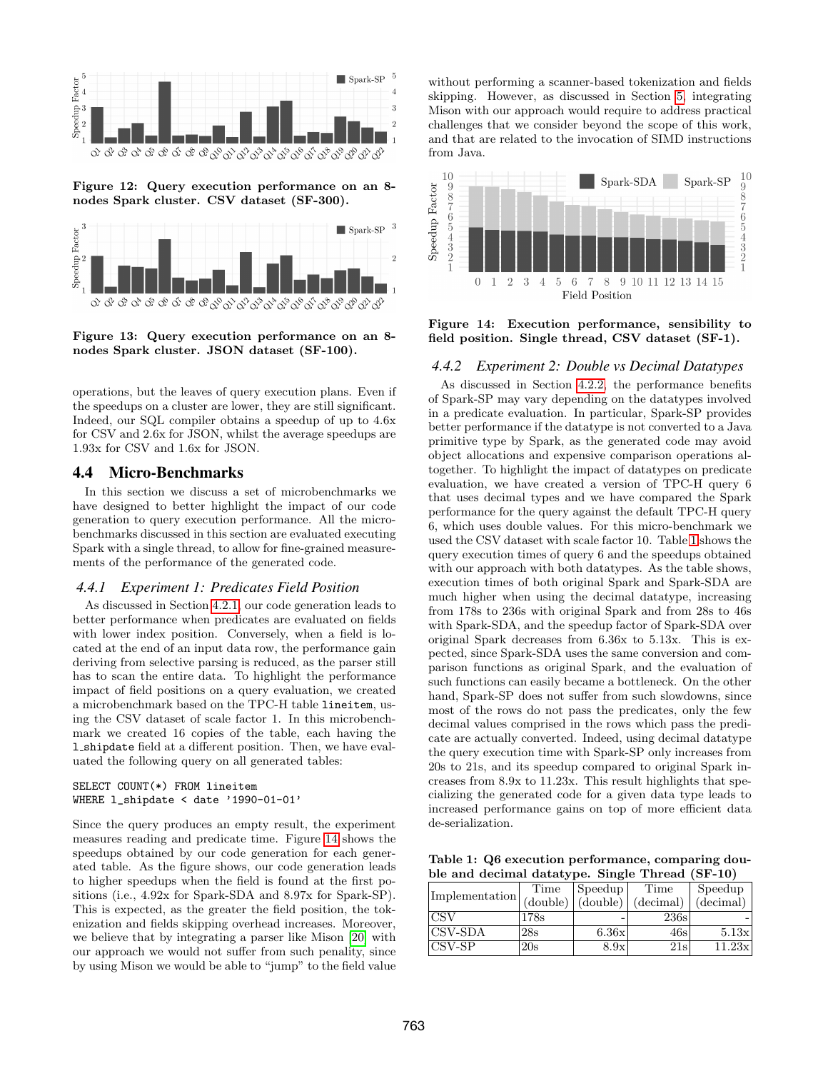Figure 12: Query execution performance on an 8-nodes Spark cluster. CSV dataset (SF-300).

Figure 13: Query execution performance on an 8-nodes Spark cluster. JSON dataset (SF-100).

operations, but the leaves of query execution plans. Even if the speedups on a cluster are lower, they are still significant. Indeed, our SQL compiler obtains a speedup of up to 4.6x for CSV and 2.6x for JSON, whilst the average speedups are 1.93x for CSV and 1.6x for JSON.

## 4.4 Micro-Benchmarks

In this section we discuss a set of microbenchmarks we have designed to better highlight the impact of our code generation to query execution performance. All the micro-benchmarks discussed in this section are evaluated executing Spark with a single thread, to allow for fine-grained measurements of the performance of the generated code.

### *4.4.1 Experiment 1: Predicates Field Position*

As discussed in Section 4.2.1, our code generation leads to better performance when predicates are evaluated on fields with lower index position. Conversely, when a field is located at the end of an input data row, the performance gain deriving from selective parsing is reduced, as the parser still has to scan the entire data. To highlight the performance impact of field positions on a query evaluation, we created a microbenchmark based on the TPC-H table `lineitem`, using the CSV dataset of scale factor 1. In this microbenchmark we created 16 copies of the table, each having the `l_shipdate` field at a different position. Then, we have evaluated the following query on all generated tables:

```
SELECT COUNT(*) FROM lineitem
WHERE l_shipdate < date '1990-01-01'
```

Since the query produces an empty result, the experiment measures reading and predicate time. Figure 14 shows the speedups obtained by our code generation for each generated table. As the figure shows, our code generation leads to higher speedups when the field is found at the first positions (i.e., 4.92x for Spark-SDA and 8.97x for Spark-SP). This is expected, as the greater the field position, the tokenization and fields skipping overhead increases. Moreover, we believe that by integrating a parser like Mison [20] with our approach we would not suffer from such penality, since by using Mison we would be able to "jump" to the field value without performing a scanner-based tokenization and fields skipping. However, as discussed in Section 5, integrating Mison with our approach would require to address practical challenges that we consider beyond the scope of this work, and that are related to the invocation of SIMD instructions from Java.

Figure 14: Execution performance, sensibility to field position. Single thread, CSV dataset (SF-1).

### *4.4.2 Experiment 2: Double vs Decimal Datatypes*

As discussed in Section 4.2.2, the performance benefits of Spark-SP may vary depending on the datatypes involved in a predicate evaluation. In particular, Spark-SP provides better performance if the datatype is not converted to a Java primitive type by Spark, as the generated code may avoid object allocations and expensive comparison operations altogether. To highlight the impact of datatypes on predicate evaluation, we have created a version of TPC-H query 6 that uses decimal types and we have compared the Spark performance for the query against the default TPC-H query 6, which uses double values. For this micro-benchmark we used the CSV dataset with scale factor 10. Table 1 shows the query execution times of query 6 and the speedups obtained with our approach with both datatypes. As the table shows, execution times of both original Spark and Spark-SDA are much higher when using the decimal datatype, increasing from 178s to 236s with original Spark and from 28s to 46s with Spark-SDA, and the speedup factor of Spark-SDA over original Spark decreases from 6.36x to 5.13x. This is expected, since Spark-SDA uses the same conversion and comparison functions as original Spark, and the evaluation of such functions can easily became a bottleneck. On the other hand, Spark-SP does not suffer from such slowdowns, since most of the rows do not pass the predicates, only the few decimal values comprised in the rows which pass the predicate are actually converted. Indeed, using decimal datatype the query execution time with Spark-SP only increases from 20s to 21s, and its speedup compared to original Spark increases from 8.9x to 11.23x. This result highlights that specializing the generated code for a given data type leads to increased performance gains on top of more efficient data de-serialization.

**Table 1: Q6 execution performance, comparing double and decimal datatype. Single Thread (SF-10)**

| Implementation | Time (double) | Speedup (double) | Time (decimal) | Speedup (decimal) |
|---|---|---|---|---|
| CSV | 178s | - | 236s | - |
| CSV-SDA | 28s | 6.36x | 46s | 5.13x |
| CSV-SP | 20s | 8.9x | 21s | 11.23x |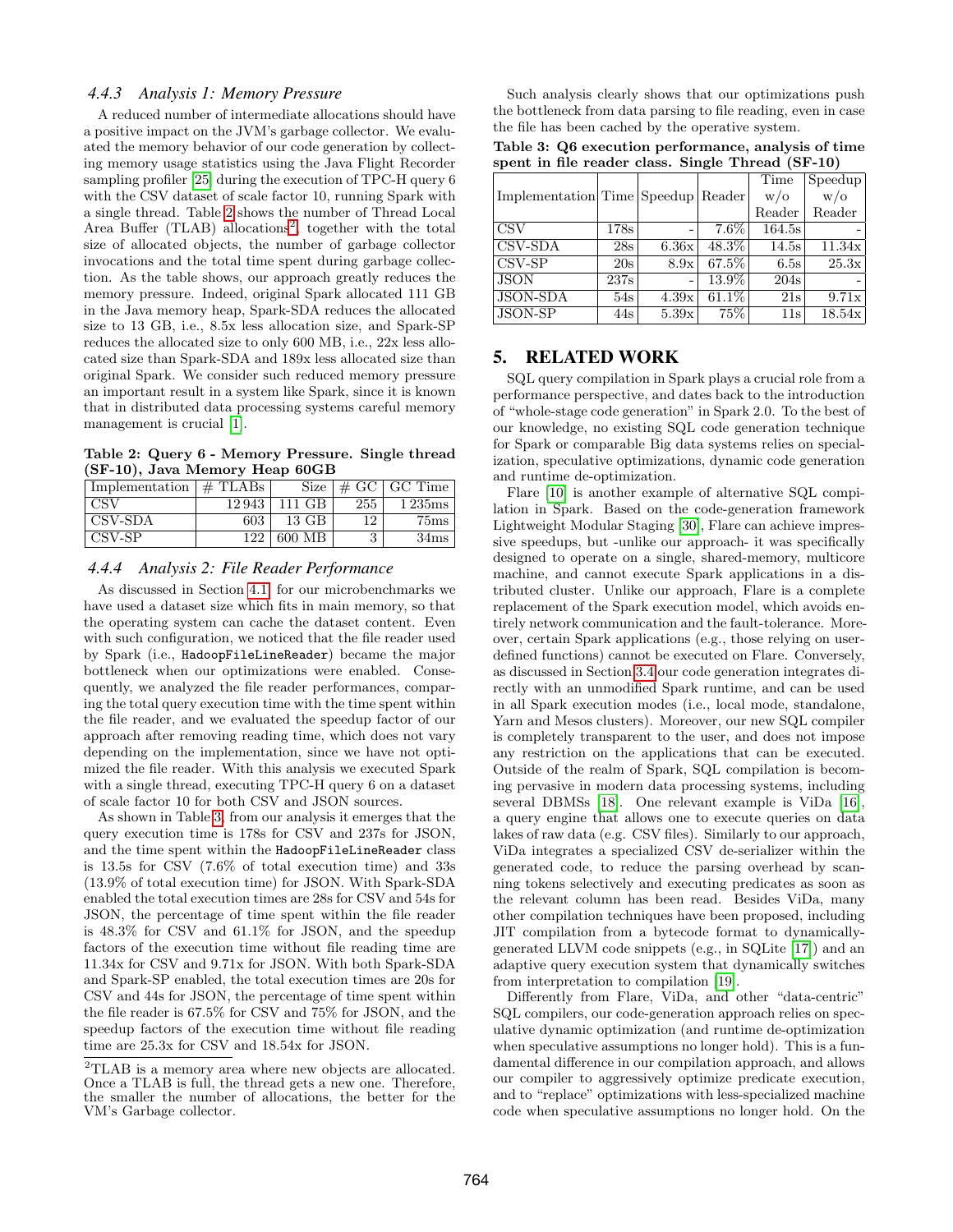#### 4.4.3 Analysis 1: Memory Pressure

A reduced number of intermediate allocations should have a positive impact on the JVM's garbage collector. We evaluated the memory behavior of our code generation by collecting memory usage statistics using the Java Flight Recorder sampling profiler [25] during the execution of TPC-H query 6 with the CSV dataset of scale factor 10, running Spark with a single thread. Table 2 shows the number of Thread Local Area Buffer (TLAB) allocations[2], together with the total size of allocated objects, the number of garbage collector invocations and the total time spent during garbage collection. As the table shows, our approach greatly reduces the memory pressure. Indeed, original Spark allocated 111 GB in the Java memory heap, Spark-SDA reduces the allocated size to 13 GB, i.e., 8.5x less allocation size, and Spark-SP reduces the allocated size to only 600 MB, i.e., 22x less allocated size than Spark-SDA and 189x less allocated size than original Spark. We consider such reduced memory pressure an important result in a system like Spark, since it is known that in distributed data processing systems careful memory management is crucial [1].

**Table 2: Query 6 - Memory Pressure. Single thread (SF-10), Java Memory Heap 60GB**

| Implementation | # TLABs | Size | # GC | GC Time |
|---|---|---|---|---|
| CSV | 12 943 | 111 GB | 255 | 1 235ms |
| CSV-SDA | 603 | 13 GB | 12 | 75ms |
| CSV-SP | 122 | 600 MB | 3 | 34ms |

#### 4.4.4 Analysis 2: File Reader Performance

As discussed in Section 4.1, for our microbenchmarks we have used a dataset size which fits in main memory, so that the operating system can cache the dataset content. Even with such configuration, we noticed that the file reader used by Spark (i.e., `HadoopFileLineReader`) became the major bottleneck when our optimizations were enabled. Consequently, we analyzed the file reader performances, comparing the total query execution time with the time spent within the file reader, and we evaluated the speedup factor of our approach after removing reading time, which does not vary depending on the implementation, since we have not optimized the file reader. With this analysis we executed Spark with a single thread, executing TPC-H query 6 on a dataset of scale factor 10 for both CSV and JSON sources.

As shown in Table 3, from our analysis it emerges that the query execution time is 178s for CSV and 237s for JSON, and the time spent within the `HadoopFileLineReader` class is 13.5s for CSV (7.6% of total execution time) and 33s (13.9% of total execution time) for JSON. With Spark-SDA enabled the total execution times are 28s for CSV and 54s for JSON, the percentage of time spent within the file reader is 48.3% for CSV and 61.1% for JSON, and the speedup factors of the execution time without file reading time are 11.34x for CSV and 9.71x for JSON. With both Spark-SDA and Spark-SP enabled, the total execution times are 20s for CSV and 44s for JSON, the percentage of time spent within the file reader is 67.5% for CSV and 75% for JSON, and the speedup factors of the execution time without file reading time are 25.3x for CSV and 18.54x for JSON.

[2] TLAB is a memory area where new objects are allocated. Once a TLAB is full, the thread gets a new one. Therefore, the smaller the number of allocations, the better for the VM's Garbage collector.

Such analysis clearly shows that our optimizations push the bottleneck from data parsing to file reading, even in case the file has been cached by the operative system.

**Table 3: Q6 execution performance, analysis of time spent in file reader class. Single Thread (SF-10)**

| Implementation | Time | Speedup | Reader | Time w/o Reader | Speedup w/o Reader |
|---|---|---|---|---|---|
| CSV | 178s | - | 7.6% | 164.5s | - |
| CSV-SDA | 28s | 6.36x | 48.3% | 14.5s | 11.34x |
| CSV-SP | 20s | 8.9x | 67.5% | 6.5s | 25.3x |
| JSON | 237s | - | 13.9% | 204s | - |
| JSON-SDA | 54s | 4.39x | 61.1% | 21s | 9.71x |
| JSON-SP | 44s | 5.39x | 75% | 11s | 18.54x |

## 5. RELATED WORK

SQL query compilation in Spark plays a crucial role from a performance perspective, and dates back to the introduction of "whole-stage code generation" in Spark 2.0. To the best of our knowledge, no existing SQL code generation technique for Spark or comparable Big data systems relies on specialization, speculative optimizations, dynamic code generation and runtime de-optimization.

Flare [10] is another example of alternative SQL compilation in Spark. Based on the code-generation framework Lightweight Modular Staging [30], Flare can achieve impressive speedups, but -unlike our approach- it was specifically designed to operate on a single, shared-memory, multicore machine, and cannot execute Spark applications in a distributed cluster. Unlike our approach, Flare is a complete replacement of the Spark execution model, which avoids entirely network communication and the fault-tolerance. Moreover, certain Spark applications (e.g., those relying on user-defined functions) cannot be executed on Flare. Conversely, as discussed in Section 3.4 our code generation integrates directly with an unmodified Spark runtime, and can be used in all Spark execution modes (i.e., local mode, standalone, Yarn and Mesos clusters). Moreover, our new SQL compiler is completely transparent to the user, and does not impose any restriction on the applications that can be executed. Outside of the realm of Spark, SQL compilation is becoming pervasive in modern data processing systems, including several DBMSs [18]. One relevant example is ViDa [16], a query engine that allows one to execute queries on data lakes of raw data (e.g. CSV files). Similarly to our approach, ViDa integrates a specialized CSV de-serializer within the generated code, to reduce the parsing overhead by scanning tokens selectively and executing predicates as soon as the relevant column has been read. Besides ViDa, many other compilation techniques have been proposed, including JIT compilation from a bytecode format to dynamically-generated LLVM code snippets (e.g., in SQLite [17]) and an adaptive query execution system that dynamically switches from interpretation to compilation [19].

Differently from Flare, ViDa, and other "data-centric" SQL compilers, our code-generation approach relies on speculative dynamic optimization (and runtime de-optimization when speculative assumptions no longer hold). This is a fundamental difference in our compilation approach, and allows our compiler to aggressively optimize predicate execution, and to "replace" optimizations with less-specialized machine code when speculative assumptions no longer hold. On the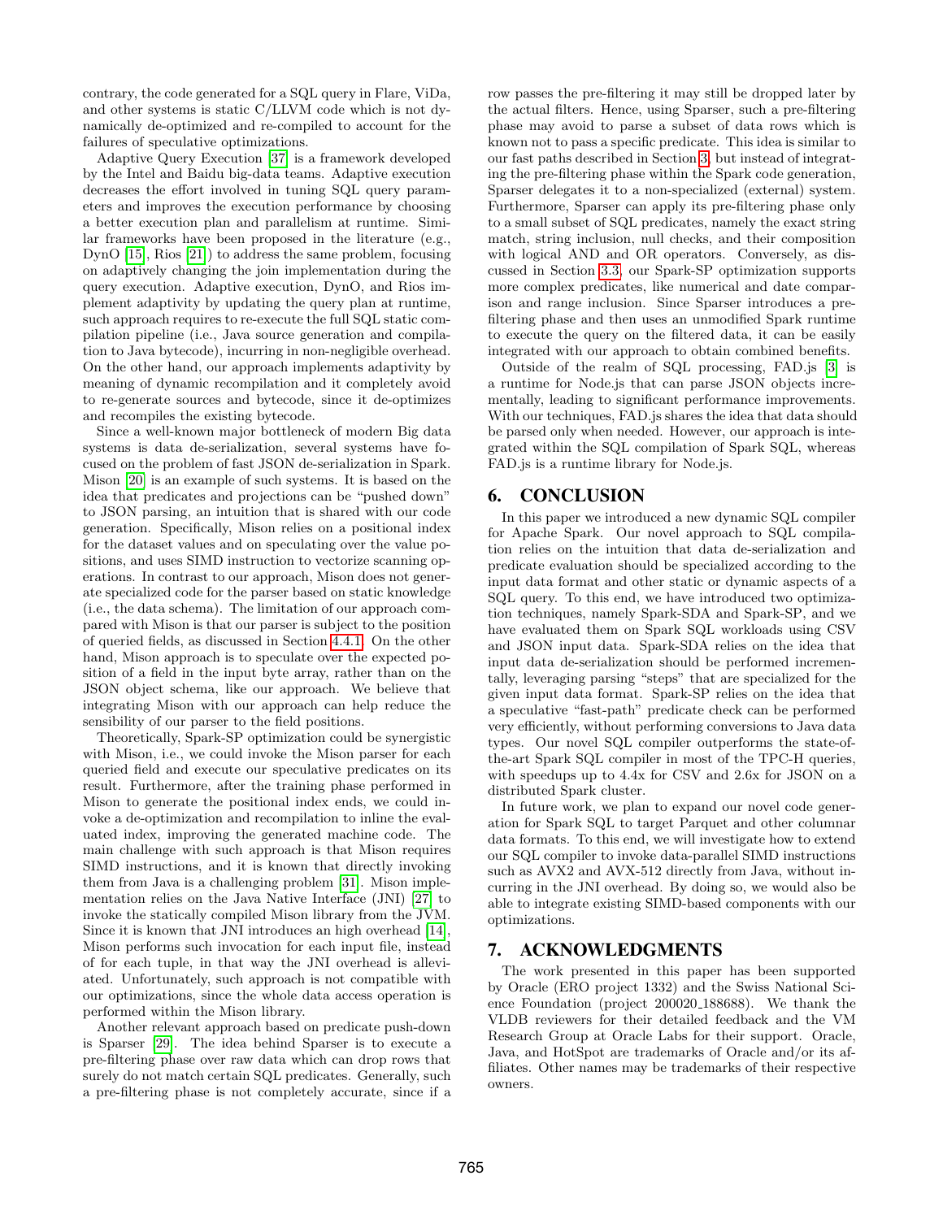contrary, the code generated for a SQL query in Flare, ViDa, and other systems is static C/LLVM code which is not dynamically de-optimized and re-compiled to account for the failures of speculative optimizations.

Adaptive Query Execution [37] is a framework developed by the Intel and Baidu big-data teams. Adaptive execution decreases the effort involved in tuning SQL query parameters and improves the execution performance by choosing a better execution plan and parallelism at runtime. Similar frameworks have been proposed in the literature (e.g., DynO [15], Rios [21]) to address the same problem, focusing on adaptively changing the join implementation during the query execution. Adaptive execution, DynO, and Rios implement adaptivity by updating the query plan at runtime, such approach requires to re-execute the full SQL static compilation pipeline (i.e., Java source generation and compilation to Java bytecode), incurring in non-negligible overhead. On the other hand, our approach implements adaptivity by meaning of dynamic recompilation and it completely avoid to re-generate sources and bytecode, since it de-optimizes and recompiles the existing bytecode.

Since a well-known major bottleneck of modern Big data systems is data de-serialization, several systems have focused on the problem of fast JSON de-serialization in Spark. Mison [20] is an example of such systems. It is based on the idea that predicates and projections can be "pushed down" to JSON parsing, an intuition that is shared with our code generation. Specifically, Mison relies on a positional index for the dataset values and on speculating over the value positions, and uses SIMD instruction to vectorize scanning operations. In contrast to our approach, Mison does not generate specialized code for the parser based on static knowledge (i.e., the data schema). The limitation of our approach compared with Mison is that our parser is subject to the position of queried fields, as discussed in Section 4.4.1. On the other hand, Mison approach is to speculate over the expected position of a field in the input byte array, rather than on the JSON object schema, like our approach. We believe that integrating Mison with our approach can help reduce the sensibility of our parser to the field positions.

Theoretically, Spark-SP optimization could be synergistic with Mison, i.e., we could invoke the Mison parser for each queried field and execute our speculative predicates on its result. Furthermore, after the training phase performed in Mison to generate the positional index ends, we could invoke a de-optimization and recompilation to inline the evaluated index, improving the generated machine code. The main challenge with such approach is that Mison requires SIMD instructions, and it is known that directly invoking them from Java is a challenging problem [31]. Mison implementation relies on the Java Native Interface (JNI) [27] to invoke the statically compiled Mison library from the JVM. Since it is known that JNI introduces an high overhead [14], Mison performs such invocation for each input file, instead of for each tuple, in that way the JNI overhead is alleviated. Unfortunately, such approach is not compatible with our optimizations, since the whole data access operation is performed within the Mison library.

Another relevant approach based on predicate push-down is Sparser [29]. The idea behind Sparser is to execute a pre-filtering phase over raw data which can drop rows that surely do not match certain SQL predicates. Generally, such a pre-filtering phase is not completely accurate, since if a row passes the pre-filtering it may still be dropped later by the actual filters. Hence, using Sparser, such a pre-filtering phase may avoid to parse a subset of data rows which is known not to pass a specific predicate. This idea is similar to our fast paths described in Section 3, but instead of integrating the pre-filtering phase within the Spark code generation, Sparser delegates it to a non-specialized (external) system. Furthermore, Sparser can apply its pre-filtering phase only to a small subset of SQL predicates, namely the exact string match, string inclusion, null checks, and their composition with logical AND and OR operators. Conversely, as discussed in Section 3.3, our Spark-SP optimization supports more complex predicates, like numerical and date comparison and range inclusion. Since Sparser introduces a pre-filtering phase and then uses an unmodified Spark runtime to execute the query on the filtered data, it can be easily integrated with our approach to obtain combined benefits.

Outside of the realm of SQL processing, FAD.js [3] is a runtime for Node.js that can parse JSON objects incrementally, leading to significant performance improvements. With our techniques, FAD.js shares the idea that data should be parsed only when needed. However, our approach is integrated within the SQL compilation of Spark SQL, whereas FAD.js is a runtime library for Node.js.

## 6. CONCLUSION

In this paper we introduced a new dynamic SQL compiler for Apache Spark. Our novel approach to SQL compilation relies on the intuition that data de-serialization and predicate evaluation should be specialized according to the input data format and other static or dynamic aspects of a SQL query. To this end, we have introduced two optimization techniques, namely Spark-SDA and Spark-SP, and we have evaluated them on Spark SQL workloads using CSV and JSON input data. Spark-SDA relies on the idea that input data de-serialization should be performed incrementally, leveraging parsing "steps" that are specialized for the given input data format. Spark-SP relies on the idea that a speculative "fast-path" predicate check can be performed very efficiently, without performing conversions to Java data types. Our novel SQL compiler outperforms the state-of-the-art Spark SQL compiler in most of the TPC-H queries, with speedups up to 4.4x for CSV and 2.6x for JSON on a distributed Spark cluster.

In future work, we plan to expand our novel code generation for Spark SQL to target Parquet and other columnar data formats. To this end, we will investigate how to extend our SQL compiler to invoke data-parallel SIMD instructions such as AVX2 and AVX-512 directly from Java, without incurring in the JNI overhead. By doing so, we would also be able to integrate existing SIMD-based components with our optimizations.

## 7. ACKNOWLEDGMENTS

The work presented in this paper has been supported by Oracle (ERO project 1332) and the Swiss National Science Foundation (project 200020_188688). We thank the VLDB reviewers for their detailed feedback and the VM Research Group at Oracle Labs for their support. Oracle, Java, and HotSpot are trademarks of Oracle and/or its affiliates. Other names may be trademarks of their respective owners.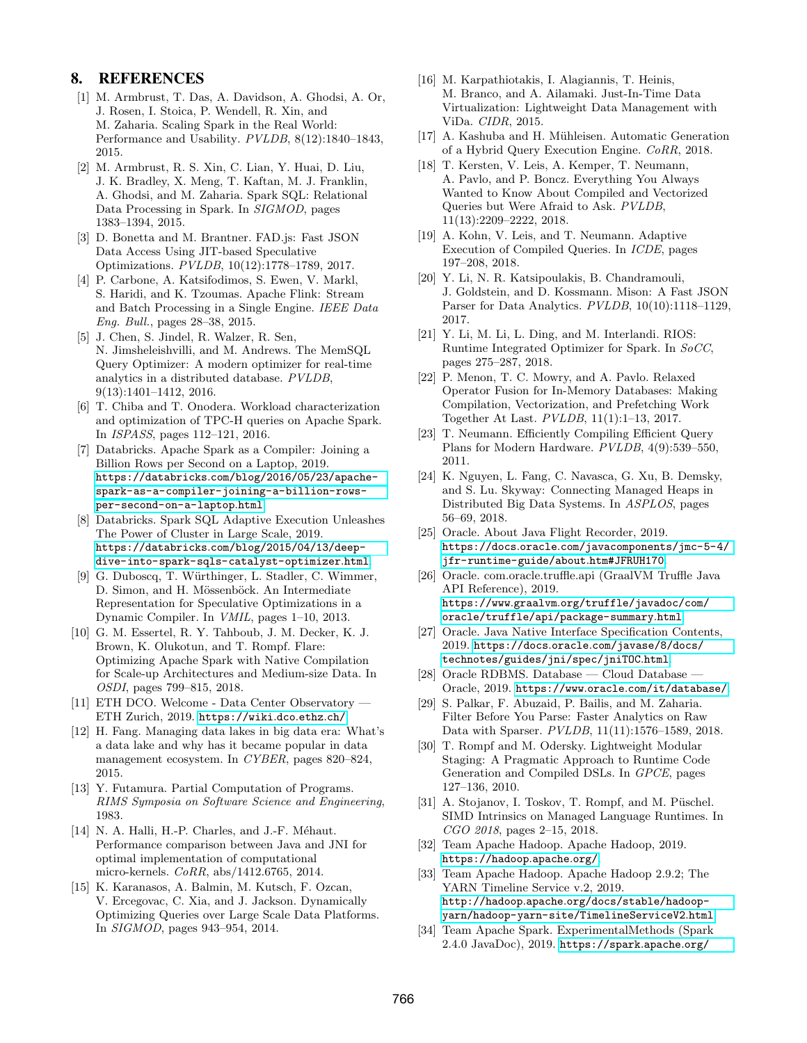## 8. REFERENCES

[1] M. Armbrust, T. Das, A. Davidson, A. Ghodsi, A. Or, J. Rosen, I. Stoica, P. Wendell, R. Xin, and M. Zaharia. Scaling Spark in the Real World: Performance and Usability. *PVLDB*, 8(12):1840–1843, 2015.

[2] M. Armbrust, R. S. Xin, C. Lian, Y. Huai, D. Liu, J. K. Bradley, X. Meng, T. Kaftan, M. J. Franklin, A. Ghodsi, and M. Zaharia. Spark SQL: Relational Data Processing in Spark. In *SIGMOD*, pages 1383–1394, 2015.

[3] D. Bonetta and M. Brantner. FAD.js: Fast JSON Data Access Using JIT-based Speculative Optimizations. *PVLDB*, 10(12):1778–1789, 2017.

[4] P. Carbone, A. Katsifodimos, S. Ewen, V. Markl, S. Haridi, and K. Tzoumas. Apache Flink: Stream and Batch Processing in a Single Engine. *IEEE Data Eng. Bull.*, pages 28–38, 2015.

[5] J. Chen, S. Jindel, R. Walzer, R. Sen, N. Jimsheleishvilli, and M. Andrews. The MemSQL Query Optimizer: A modern optimizer for real-time analytics in a distributed database. *PVLDB*, 9(13):1401–1412, 2016.

[6] T. Chiba and T. Onodera. Workload characterization and optimization of TPC-H queries on Apache Spark. In *ISPASS*, pages 112–121, 2016.

[7] Databricks. Apache Spark as a Compiler: Joining a Billion Rows per Second on a Laptop, 2019. https://databricks.com/blog/2016/05/23/apache-spark-as-a-compiler-joining-a-billion-rows-per-second-on-a-laptop.html

[8] Databricks. Spark SQL Adaptive Execution Unleashes The Power of Cluster in Large Scale, 2019. https://databricks.com/blog/2015/04/13/deep-dive-into-spark-sqls-catalyst-optimizer.html

[9] G. Duboscq, T. Würthinger, L. Stadler, C. Wimmer, D. Simon, and H. Mössenböck. An Intermediate Representation for Speculative Optimizations in a Dynamic Compiler. In *VMIL*, pages 1–10, 2013.

[10] G. M. Essertel, R. Y. Tahboub, J. M. Decker, K. J. Brown, K. Olukotun, and T. Rompf. Flare: Optimizing Apache Spark with Native Compilation for Scale-up Architectures and Medium-size Data. In *OSDI*, pages 799–815, 2018.

[11] ETH DCO. Welcome - Data Center Observatory — ETH Zurich, 2019. https://wiki.dco.ethz.ch/

[12] H. Fang. Managing data lakes in big data era: What's a data lake and why has it became popular in data management ecosystem. In *CYBER*, pages 820–824, 2015.

[13] Y. Futamura. Partial Computation of Programs. *RIMS Symposia on Software Science and Engineering*, 1983.

[14] N. A. Halli, H.-P. Charles, and J.-F. Méhaut. Performance comparison between Java and JNI for optimal implementation of computational micro-kernels. *CoRR*, abs/1412.6765, 2014.

[15] K. Karanasos, A. Balmin, M. Kutsch, F. Ozcan, V. Ercegovac, C. Xia, and J. Jackson. Dynamically Optimizing Queries over Large Scale Data Platforms. In *SIGMOD*, pages 943–954, 2014.

[16] M. Karpathiotakis, I. Alagiannis, T. Heinis, M. Branco, and A. Ailamaki. Just-In-Time Data Virtualization: Lightweight Data Management with ViDa. *CIDR*, 2015.

[17] A. Kashuba and H. Mühleisen. Automatic Generation of a Hybrid Query Execution Engine. *CoRR*, 2018.

[18] T. Kersten, V. Leis, A. Kemper, T. Neumann, A. Pavlo, and P. Boncz. Everything You Always Wanted to Know About Compiled and Vectorized Queries but Were Afraid to Ask. *PVLDB*, 11(13):2209–2222, 2018.

[19] A. Kohn, V. Leis, and T. Neumann. Adaptive Execution of Compiled Queries. In *ICDE*, pages 197–208, 2018.

[20] Y. Li, N. R. Katsipoulakis, B. Chandramouli, J. Goldstein, and D. Kossmann. Mison: A Fast JSON Parser for Data Analytics. *PVLDB*, 10(10):1118–1129, 2017.

[21] Y. Li, M. Li, L. Ding, and M. Interlandi. RIOS: Runtime Integrated Optimizer for Spark. In *SoCC*, pages 275–287, 2018.

[22] P. Menon, T. C. Mowry, and A. Pavlo. Relaxed Operator Fusion for In-Memory Databases: Making Compilation, Vectorization, and Prefetching Work Together At Last. *PVLDB*, 11(1):1–13, 2017.

[23] T. Neumann. Efficiently Compiling Efficient Query Plans for Modern Hardware. *PVLDB*, 4(9):539–550, 2011.

[24] K. Nguyen, L. Fang, C. Navasca, G. Xu, B. Demsky, and S. Lu. Skyway: Connecting Managed Heaps in Distributed Big Data Systems. In *ASPLOS*, pages 56–69, 2018.

[25] Oracle. About Java Flight Recorder, 2019. https://docs.oracle.com/javacomponents/jmc-5-4/jfr-runtime-guide/about.htm#JFRUH170

[26] Oracle. com.oracle.truffle.api (GraalVM Truffle Java API Reference), 2019. https://www.graalvm.org/truffle/javadoc/com/oracle/truffle/api/package-summary.html

[27] Oracle. Java Native Interface Specification Contents, 2019. https://docs.oracle.com/javase/8/docs/technotes/guides/jni/spec/jniTOC.html

[28] Oracle RDBMS. Database — Cloud Database — Oracle, 2019. https://www.oracle.com/it/database/

[29] S. Palkar, F. Abuzaid, P. Bailis, and M. Zaharia. Filter Before You Parse: Faster Analytics on Raw Data with Sparser. *PVLDB*, 11(11):1576–1589, 2018.

[30] T. Rompf and M. Odersky. Lightweight Modular Staging: A Pragmatic Approach to Runtime Code Generation and Compiled DSLs. In *GPCE*, pages 127–136, 2010.

[31] A. Stojanov, I. Toskov, T. Rompf, and M. Püschel. SIMD Intrinsics on Managed Language Runtimes. In *CGO 2018*, pages 2–15, 2018.

[32] Team Apache Hadoop. Apache Hadoop, 2019. https://hadoop.apache.org/

[33] Team Apache Hadoop. Apache Hadoop 2.9.2; The YARN Timeline Service v.2, 2019. http://hadoop.apache.org/docs/stable/hadoop-yarn/hadoop-yarn-site/TimelineServiceV2.html

[34] Team Apache Spark. ExperimentalMethods (Spark 2.4.0 JavaDoc), 2019. https://spark.apache.org/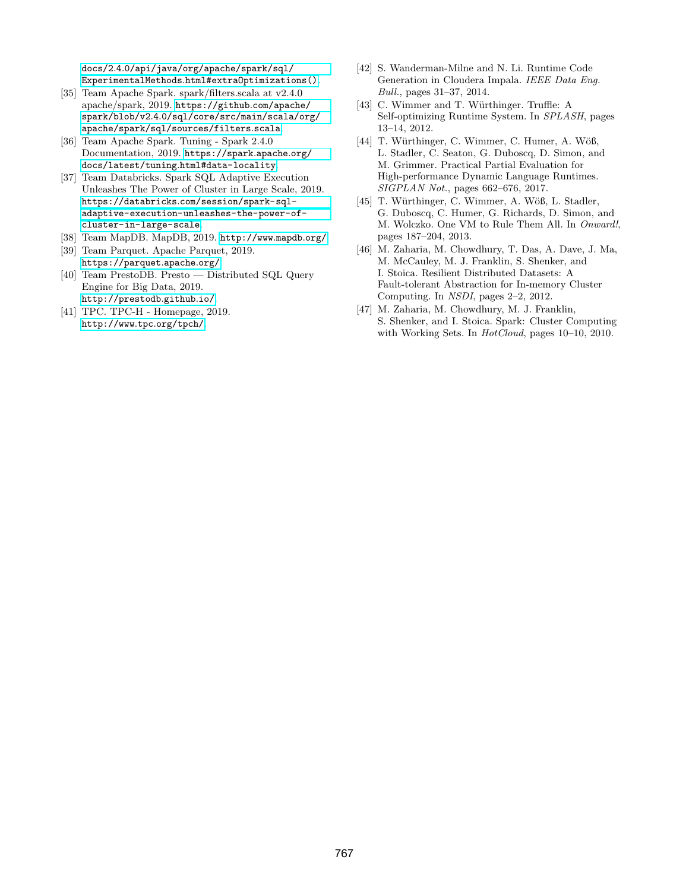docs/2.4.0/api/java/org/apache/spark/sql/ExperimentalMethods.html#extraOptimizations().

[35] Team Apache Spark. spark/filters.scala at v2.4.0 apache/spark, 2019. https://github.com/apache/spark/blob/v2.4.0/sql/core/src/main/scala/org/apache/spark/sql/sources/filters.scala

[36] Team Apache Spark. Tuning - Spark 2.4.0 Documentation, 2019. https://spark.apache.org/docs/latest/tuning.html#data-locality

[37] Team Databricks. Spark SQL Adaptive Execution Unleashes The Power of Cluster in Large Scale, 2019. https://databricks.com/session/spark-sql-adaptive-execution-unleashes-the-power-of-cluster-in-large-scale

[38] Team MapDB. MapDB, 2019. http://www.mapdb.org/

[39] Team Parquet. Apache Parquet, 2019. https://parquet.apache.org/

[40] Team PrestoDB. Presto — Distributed SQL Query Engine for Big Data, 2019. http://prestodb.github.io/

[41] TPC. TPC-H - Homepage, 2019. http://www.tpc.org/tpch/

[42] S. Wanderman-Milne and N. Li. Runtime Code Generation in Cloudera Impala. *IEEE Data Eng. Bull.*, pages 31–37, 2014.

[43] C. Wimmer and T. Würthinger. Truffle: A Self-optimizing Runtime System. In *SPLASH*, pages 13–14, 2012.

[44] T. Würthinger, C. Wimmer, C. Humer, A. Wöß, L. Stadler, C. Seaton, G. Duboscq, D. Simon, and M. Grimmer. Practical Partial Evaluation for High-performance Dynamic Language Runtimes. *SIGPLAN Not.*, pages 662–676, 2017.

[45] T. Würthinger, C. Wimmer, A. Wöß, L. Stadler, G. Duboscq, C. Humer, G. Richards, D. Simon, and M. Wolczko. One VM to Rule Them All. In *Onward!*, pages 187–204, 2013.

[46] M. Zaharia, M. Chowdhury, T. Das, A. Dave, J. Ma, M. McCauley, M. J. Franklin, S. Shenker, and I. Stoica. Resilient Distributed Datasets: A Fault-tolerant Abstraction for In-memory Cluster Computing. In *NSDI*, pages 2–2, 2012.

[47] M. Zaharia, M. Chowdhury, M. J. Franklin, S. Shenker, and I. Stoica. Spark: Cluster Computing with Working Sets. In *HotCloud*, pages 10–10, 2010.